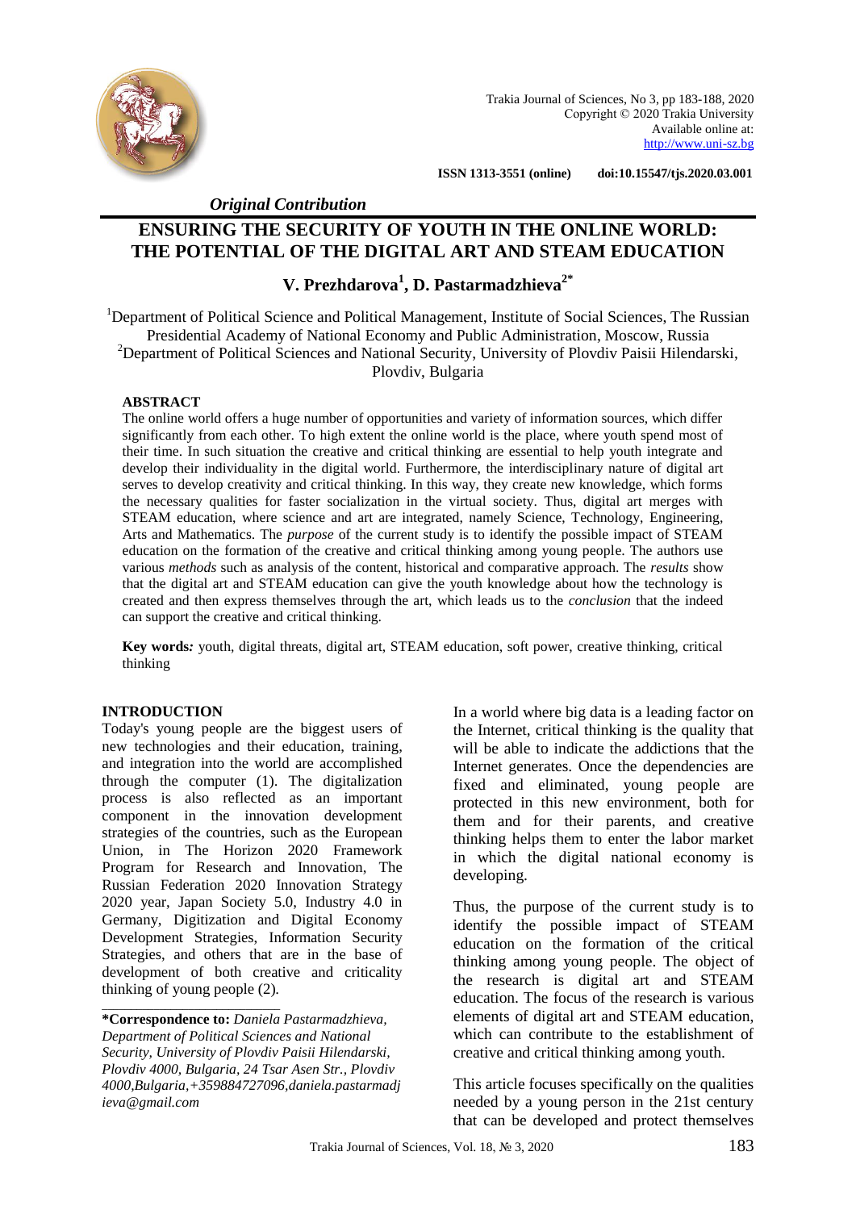Trakia Journal of Sciences, No 3, pp 183-188, 2020
Copyright © 2020 Trakia University
Available online at:
http://www.uni-sz.bg

**ISSN 1313-3551 (online)** **doi:10.15547/tjs.2020.03.001**

***Original Contribution***

# ENSURING THE SECURITY OF YOUTH IN THE ONLINE WORLD: THE POTENTIAL OF THE DIGITAL ART AND STEAM EDUCATION

**V. Prezhdarova[1], D. Pastarmadzhieva[2*]**

[1]Department of Political Science and Political Management, Institute of Social Sciences, The Russian Presidential Academy of National Economy and Public Administration, Moscow, Russia
[2]Department of Political Sciences and National Security, University of Plovdiv Paisii Hilendarski, Plovdiv, Bulgaria

## ABSTRACT

The online world offers a huge number of opportunities and variety of information sources, which differ significantly from each other. To high extent the online world is the place, where youth spend most of their time. In such situation the creative and critical thinking are essential to help youth integrate and develop their individuality in the digital world. Furthermore, the interdisciplinary nature of digital art serves to develop creativity and critical thinking. In this way, they create new knowledge, which forms the necessary qualities for faster socialization in the virtual society. Thus, digital art merges with STEAM education, where science and art are integrated, namely Science, Technology, Engineering, Arts and Mathematics. The *purpose* of the current study is to identify the possible impact of STEAM education on the formation of the creative and critical thinking among young people. The authors use various *methods* such as analysis of the content, historical and comparative approach. The *results* show that the digital art and STEAM education can give the youth knowledge about how the technology is created and then express themselves through the art, which leads us to the *conclusion* that the indeed can support the creative and critical thinking.

**Key words*:*** youth, digital threats, digital art, STEAM education, soft power, creative thinking, critical thinking

## INTRODUCTION

Today's young people are the biggest users of new technologies and their education, training, and integration into the world are accomplished through the computer (1). The digitalization process is also reflected as an important component in the innovation development strategies of the countries, such as the European Union, in The Horizon 2020 Framework Program for Research and Innovation, The Russian Federation 2020 Innovation Strategy 2020 year, Japan Society 5.0, Industry 4.0 in Germany, Digitization and Digital Economy Development Strategies, Information Security Strategies, and others that are in the base of development of both creative and criticality thinking of young people (2).

In a world where big data is a leading factor on the Internet, critical thinking is the quality that will be able to indicate the addictions that the Internet generates. Once the dependencies are fixed and eliminated, young people are protected in this new environment, both for them and for their parents, and creative thinking helps them to enter the labor market in which the digital national economy is developing.

Thus, the purpose of the current study is to identify the possible impact of STEAM education on the formation of the critical thinking among young people. The object of the research is digital art and STEAM education. The focus of the research is various elements of digital art and STEAM education, which can contribute to the establishment of creative and critical thinking among youth.

This article focuses specifically on the qualities needed by a young person in the 21st century that can be developed and protect themselves

---

***Correspondence to:** *Daniela Pastarmadzhieva, Department of Political Sciences and National Security, University of Plovdiv Paisii Hilendarski, Plovdiv 4000, Bulgaria, 24 Tsar Asen Str., Plovdiv 4000,Bulgaria,+359884727096,daniela.pastarmadjieva@gmail.com*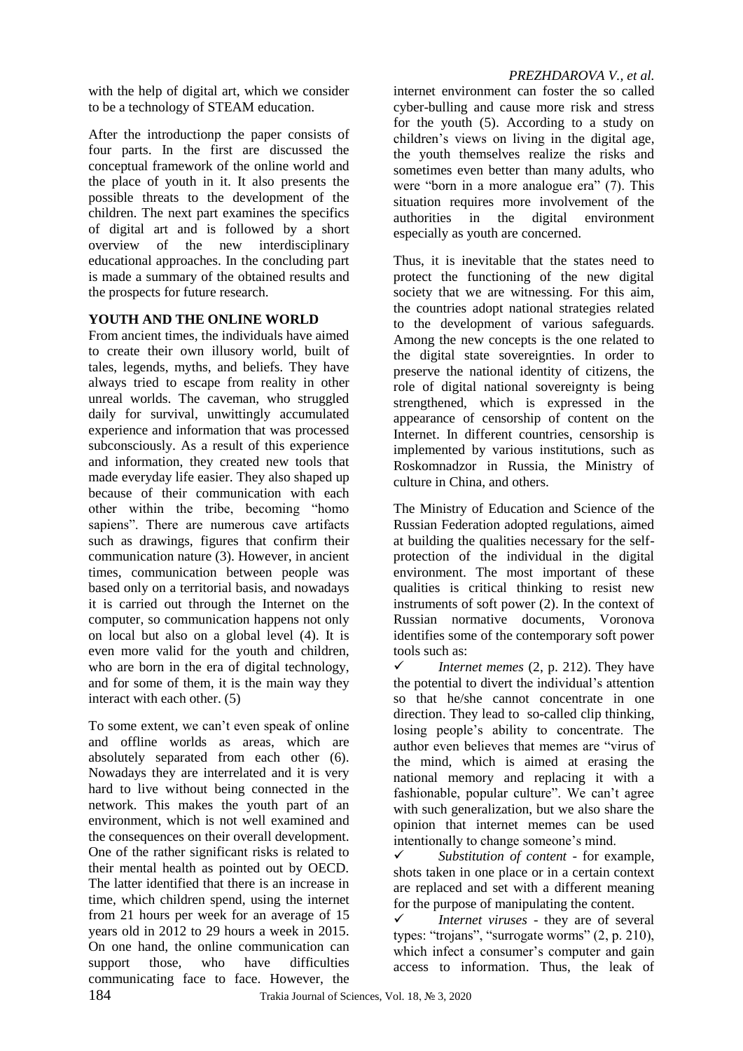with the help of digital art, which we consider to be a technology of STEAM education.

After the introductionp the paper consists of four parts. In the first are discussed the conceptual framework of the online world and the place of youth in it. It also presents the possible threats to the development of the children. The next part examines the specifics of digital art and is followed by a short overview of the new interdisciplinary educational approaches. In the concluding part is made a summary of the obtained results and the prospects for future research.

## YOUTH AND THE ONLINE WORLD

From ancient times, the individuals have aimed to create their own illusory world, built of tales, legends, myths, and beliefs. They have always tried to escape from reality in other unreal worlds. The caveman, who struggled daily for survival, unwittingly accumulated experience and information that was processed subconsciously. As a result of this experience and information, they created new tools that made everyday life easier. They also shaped up because of their communication with each other within the tribe, becoming "homo sapiens". There are numerous cave artifacts such as drawings, figures that confirm their communication nature (3). However, in ancient times, communication between people was based only on a territorial basis, and nowadays it is carried out through the Internet on the computer, so communication happens not only on local but also on a global level (4). It is even more valid for the youth and children, who are born in the era of digital technology, and for some of them, it is the main way they interact with each other. (5)

To some extent, we can't even speak of online and offline worlds as areas, which are absolutely separated from each other (6). Nowadays they are interrelated and it is very hard to live without being connected in the network. This makes the youth part of an environment, which is not well examined and the consequences on their overall development. One of the rather significant risks is related to their mental health as pointed out by OECD. The latter identified that there is an increase in time, which children spend, using the internet from 21 hours per week for an average of 15 years old in 2012 to 29 hours a week in 2015. On one hand, the online communication can support those, who have difficulties communicating face to face. However, the internet environment can foster the so called cyber-bulling and cause more risk and stress for the youth (5). According to a study on children's views on living in the digital age, the youth themselves realize the risks and sometimes even better than many adults, who were "born in a more analogue era" (7). This situation requires more involvement of the authorities in the digital environment especially as youth are concerned.

Thus, it is inevitable that the states need to protect the functioning of the new digital society that we are witnessing. For this aim, the countries adopt national strategies related to the development of various safeguards. Among the new concepts is the one related to the digital state sovereignties. In order to preserve the national identity of citizens, the role of digital national sovereignty is being strengthened, which is expressed in the appearance of censorship of content on the Internet. In different countries, censorship is implemented by various institutions, such as Roskomnadzor in Russia, the Ministry of culture in China, and others.

The Ministry of Education and Science of the Russian Federation adopted regulations, aimed at building the qualities necessary for the self-protection of the individual in the digital environment. The most important of these qualities is critical thinking to resist new instruments of soft power (2). In the context of Russian normative documents, Voronova identifies some of the contemporary soft power tools such as:

- ✓ *Internet memes* (2, p. 212). They have the potential to divert the individual's attention so that he/she cannot concentrate in one direction. They lead to so-called clip thinking, losing people's ability to concentrate. The author even believes that memes are "virus of the mind, which is aimed at erasing the national memory and replacing it with a fashionable, popular culture". We can't agree with such generalization, but we also share the opinion that internet memes can be used intentionally to change someone's mind.
- ✓ *Substitution of content* - for example, shots taken in one place or in a certain context are replaced and set with a different meaning for the purpose of manipulating the content.
- ✓ *Internet viruses* - they are of several types: "trojans", "surrogate worms" (2, p. 210), which infect a consumer's computer and gain access to information. Thus, the leak of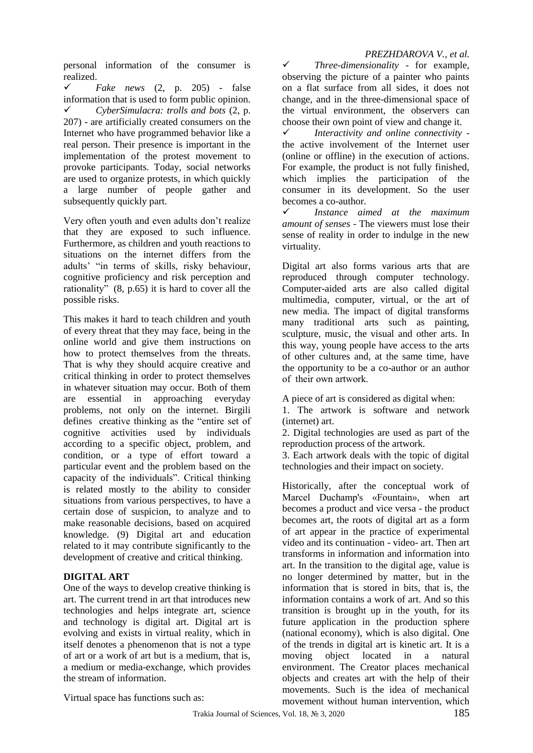personal information of the consumer is realized.

- ✓ *Fake news* (2, p. 205) - false information that is used to form public opinion.
- ✓ *CyberSimulacra: trolls and bots* (2, p. 207) - are artificially created consumers on the Internet who have programmed behavior like a real person. Their presence is important in the implementation of the protest movement to provoke participants. Today, social networks are used to organize protests, in which quickly a large number of people gather and subsequently quickly part.

Very often youth and even adults don't realize that they are exposed to such influence. Furthermore, as children and youth reactions to situations on the internet differs from the adults' "in terms of skills, risky behaviour, cognitive proficiency and risk perception and rationality" (8, p.65) it is hard to cover all the possible risks.

This makes it hard to teach children and youth of every threat that they may face, being in the online world and give them instructions on how to protect themselves from the threats. That is why they should acquire creative and critical thinking in order to protect themselves in whatever situation may occur. Both of them are essential in approaching everyday problems, not only on the internet. Birgili defines creative thinking as the "entire set of cognitive activities used by individuals according to a specific object, problem, and condition, or a type of effort toward a particular event and the problem based on the capacity of the individuals". Critical thinking is related mostly to the ability to consider situations from various perspectives, to have a certain dose of suspicion, to analyze and to make reasonable decisions, based on acquired knowledge. (9) Digital art and education related to it may contribute significantly to the development of creative and critical thinking.

## DIGITAL ART

One of the ways to develop creative thinking is art. The current trend in art that introduces new technologies and helps integrate art, science and technology is digital art. Digital art is evolving and exists in virtual reality, which in itself denotes a phenomenon that is not a type of art or a work of art but is a medium, that is, a medium or media-exchange, which provides the stream of information.

Virtual space has functions such as:

- ✓ *Three-dimensionality* - for example, observing the picture of a painter who paints on a flat surface from all sides, it does not change, and in the three-dimensional space of the virtual environment, the observers can choose their own point of view and change it.
- ✓ *Interactivity and online connectivity* - the active involvement of the Internet user (online or offline) in the execution of actions. For example, the product is not fully finished, which implies the participation of the consumer in its development. So the user becomes a co-author.
- ✓ *Instance aimed at the maximum amount of senses* - The viewers must lose their sense of reality in order to indulge in the new virtuality.

Digital art also forms various arts that are reproduced through computer technology. Computer-aided arts are also called digital multimedia, computer, virtual, or the art of new media. The impact of digital transforms many traditional arts such as painting, sculpture, music, the visual and other arts. In this way, young people have access to the arts of other cultures and, at the same time, have the opportunity to be a co-author or an author of their own artwork.

A piece of art is considered as digital when:

1. The artwork is software and network (internet) art.
2. Digital technologies are used as part of the reproduction process of the artwork.
3. Each artwork deals with the topic of digital technologies and their impact on society.

Historically, after the conceptual work of Marcel Duchamp's «Fountain», when art becomes a product and vice versa - the product becomes art, the roots of digital art as a form of art appear in the practice of experimental video and its continuation - video- art. Then art transforms in information and information into art. In the transition to the digital age, value is no longer determined by matter, but in the information that is stored in bits, that is, the information contains a work of art. And so this transition is brought up in the youth, for its future application in the production sphere (national economy), which is also digital. One of the trends in digital art is kinetic art. It is a moving object located in a natural environment. The Creator places mechanical objects and creates art with the help of their movements. Such is the idea of mechanical movement without human intervention, which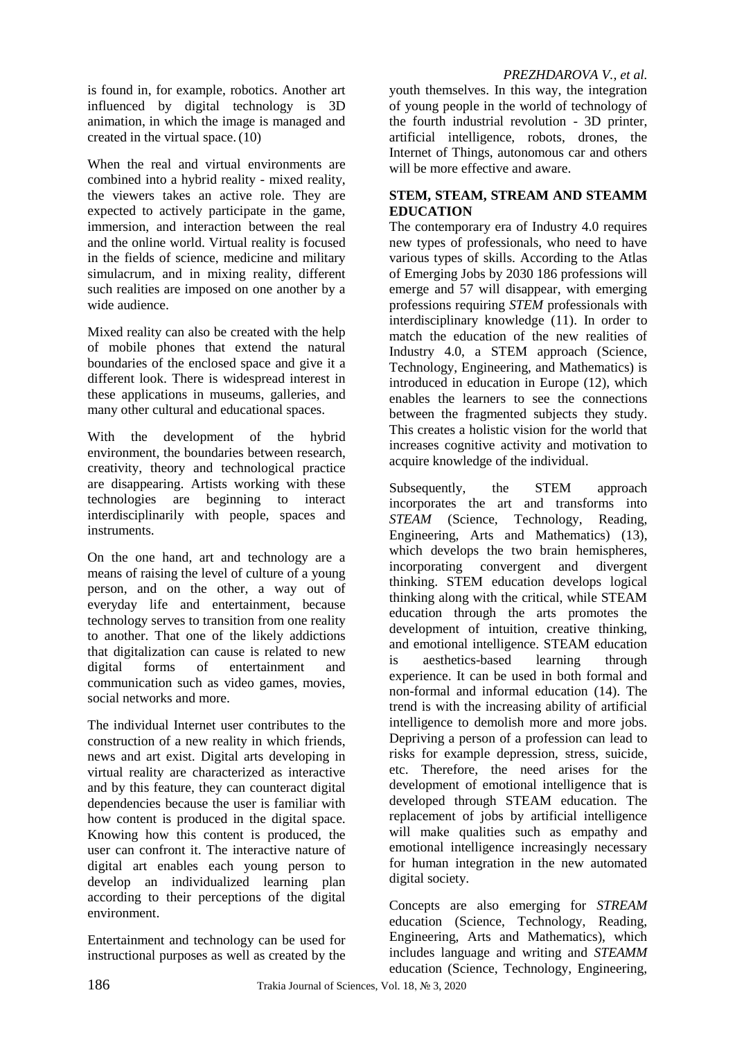is found in, for example, robotics. Another art influenced by digital technology is 3D animation, in which the image is managed and created in the virtual space. (10)

When the real and virtual environments are combined into a hybrid reality - mixed reality, the viewers takes an active role. They are expected to actively participate in the game, immersion, and interaction between the real and the online world. Virtual reality is focused in the fields of science, medicine and military simulacrum, and in mixing reality, different such realities are imposed on one another by a wide audience.

Mixed reality can also be created with the help of mobile phones that extend the natural boundaries of the enclosed space and give it a different look. There is widespread interest in these applications in museums, galleries, and many other cultural and educational spaces.

With the development of the hybrid environment, the boundaries between research, creativity, theory and technological practice are disappearing. Artists working with these technologies are beginning to interact interdisciplinarily with people, spaces and instruments.

On the one hand, art and technology are a means of raising the level of culture of a young person, and on the other, a way out of everyday life and entertainment, because technology serves to transition from one reality to another. That one of the likely addictions that digitalization can cause is related to new digital forms of entertainment and communication such as video games, movies, social networks and more.

The individual Internet user contributes to the construction of a new reality in which friends, news and art exist. Digital arts developing in virtual reality are characterized as interactive and by this feature, they can counteract digital dependencies because the user is familiar with how content is produced in the digital space. Knowing how this content is produced, the user can confront it. The interactive nature of digital art enables each young person to develop an individualized learning plan according to their perceptions of the digital environment.

Entertainment and technology can be used for instructional purposes as well as created by the youth themselves. In this way, the integration of young people in the world of technology of the fourth industrial revolution - 3D printer, artificial intelligence, robots, drones, the Internet of Things, autonomous car and others will be more effective and aware.

## STEM, STEAM, STREAM AND STEAMM EDUCATION

The contemporary era of Industry 4.0 requires new types of professionals, who need to have various types of skills. According to the Atlas of Emerging Jobs by 2030 186 professions will emerge and 57 will disappear, with emerging professions requiring *STEM* professionals with interdisciplinary knowledge (11). In order to match the education of the new realities of Industry 4.0, a STEM approach (Science, Technology, Engineering, and Mathematics) is introduced in education in Europe (12), which enables the learners to see the connections between the fragmented subjects they study. This creates a holistic vision for the world that increases cognitive activity and motivation to acquire knowledge of the individual.

Subsequently, the STEM approach incorporates the art and transforms into *STEAM* (Science, Technology, Reading, Engineering, Arts and Mathematics) (13), which develops the two brain hemispheres, incorporating convergent and divergent thinking. STEM education develops logical thinking along with the critical, while STEAM education through the arts promotes the development of intuition, creative thinking, and emotional intelligence. STEAM education is aesthetics-based learning through experience. It can be used in both formal and non-formal and informal education (14). The trend is with the increasing ability of artificial intelligence to demolish more and more jobs. Depriving a person of a profession can lead to risks for example depression, stress, suicide, etc. Therefore, the need arises for the development of emotional intelligence that is developed through STEAM education. The replacement of jobs by artificial intelligence will make qualities such as empathy and emotional intelligence increasingly necessary for human integration in the new automated digital society.

Concepts are also emerging for *STREAM* education (Science, Technology, Reading, Engineering, Arts and Mathematics), which includes language and writing and *STEAMM* education (Science, Technology, Engineering,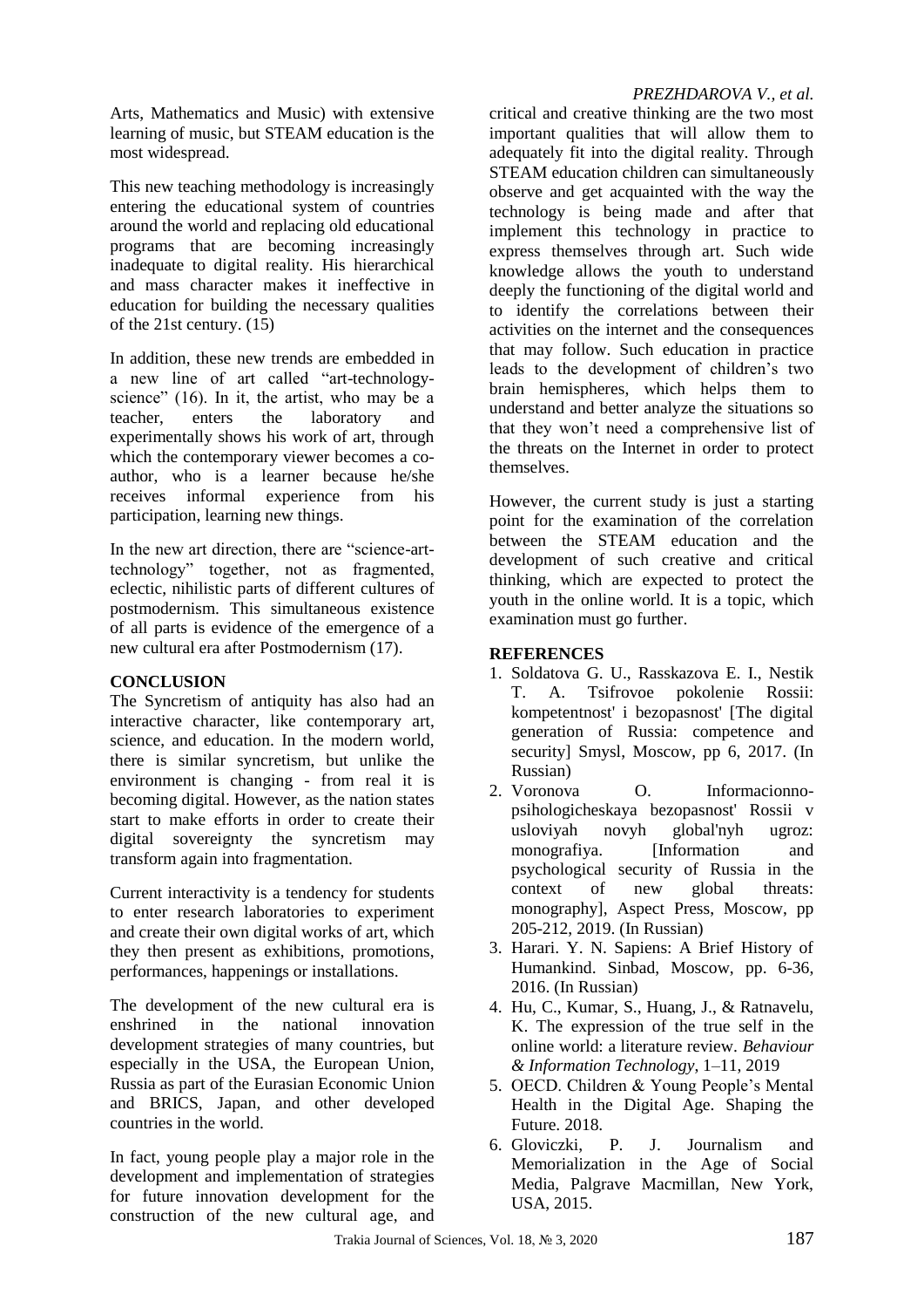Arts, Mathematics and Music) with extensive learning of music, but STEAM education is the most widespread.

This new teaching methodology is increasingly entering the educational system of countries around the world and replacing old educational programs that are becoming increasingly inadequate to digital reality. His hierarchical and mass character makes it ineffective in education for building the necessary qualities of the 21st century. (15)

In addition, these new trends are embedded in a new line of art called "art-technology-science" (16). In it, the artist, who may be a teacher, enters the laboratory and experimentally shows his work of art, through which the contemporary viewer becomes a co-author, who is a learner because he/she receives informal experience from his participation, learning new things.

In the new art direction, there are "science-art-technology" together, not as fragmented, eclectic, nihilistic parts of different cultures of postmodernism. This simultaneous existence of all parts is evidence of the emergence of a new cultural era after Postmodernism (17).

## CONCLUSION

The Syncretism of antiquity has also had an interactive character, like contemporary art, science, and education. In the modern world, there is similar syncretism, but unlike the environment is changing - from real it is becoming digital. However, as the nation states start to make efforts in order to create their digital sovereignty the syncretism may transform again into fragmentation.

Current interactivity is a tendency for students to enter research laboratories to experiment and create their own digital works of art, which they then present as exhibitions, promotions, performances, happenings or installations.

The development of the new cultural era is enshrined in the national innovation development strategies of many countries, but especially in the USA, the European Union, Russia as part of the Eurasian Economic Union and BRICS, Japan, and other developed countries in the world.

In fact, young people play a major role in the development and implementation of strategies for future innovation development for the construction of the new cultural age, and critical and creative thinking are the two most important qualities that will allow them to adequately fit into the digital reality. Through STEAM education children can simultaneously observe and get acquainted with the way the technology is being made and after that implement this technology in practice to express themselves through art. Such wide knowledge allows the youth to understand deeply the functioning of the digital world and to identify the correlations between their activities on the internet and the consequences that may follow. Such education in practice leads to the development of children's two brain hemispheres, which helps them to understand and better analyze the situations so that they won't need a comprehensive list of the threats on the Internet in order to protect themselves.

However, the current study is just a starting point for the examination of the correlation between the STEAM education and the development of such creative and critical thinking, which are expected to protect the youth in the online world. It is a topic, which examination must go further.

## REFERENCES

1. Soldatova G. U., Rasskazova E. I., Nestik T. A. Tsifrovoe pokolenie Rossii: kompetentnost' i bezopasnost' [The digital generation of Russia: competence and security] Smysl, Moscow, pp 6, 2017. (In Russian)
2. Voronova O. Informacionno-psihologicheskaya bezopasnost' Rossii v usloviyah novyh global'nyh ugroz: monografiya. [Information and psychological security of Russia in the context of new global threats: monography], Aspect Press, Moscow, pp 205-212, 2019. (In Russian)
3. Harari. Y. N. Sapiens: A Brief History of Humankind. Sinbad, Moscow, pp. 6-36, 2016. (In Russian)
4. Hu, C., Kumar, S., Huang, J., & Ratnavelu, K. The expression of the true self in the online world: a literature review. *Behaviour & Information Technology*, 1–11, 2019
5. OECD. Children & Young People's Mental Health in the Digital Age. Shaping the Future. 2018.
6. Gloviczki, P. J. Journalism and Memorialization in the Age of Social Media, Palgrave Macmillan, New York, USA, 2015.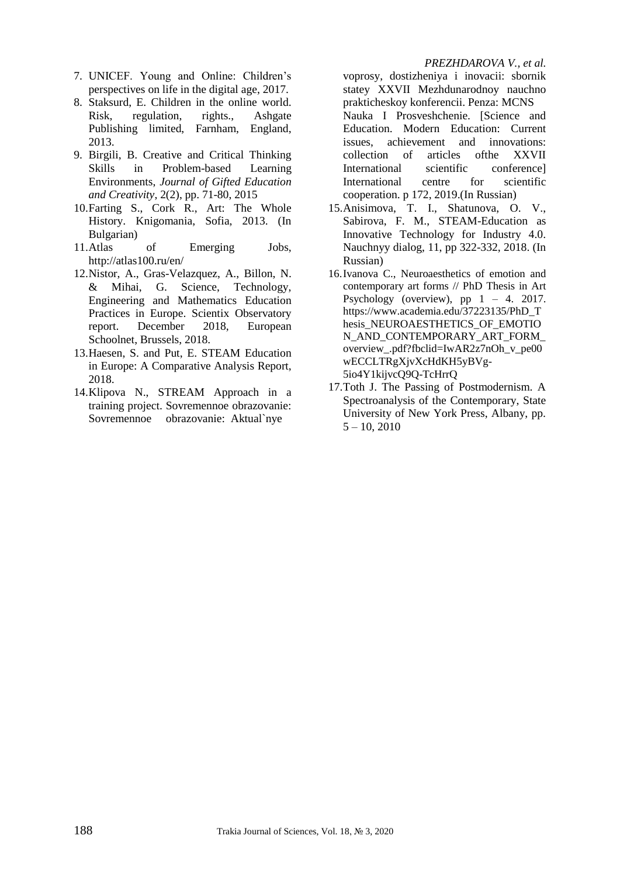7. UNICEF. Young and Online: Children's perspectives on life in the digital age, 2017.
8. Staksurd, E. Children in the online world. Risk, regulation, rights., Ashgate Publishing limited, Farnham, England, 2013.
9. Birgili, B. Creative and Critical Thinking Skills in Problem-based Learning Environments, *Journal of Gifted Education and Creativity*, 2(2), pp. 71-80, 2015
10. Farting S., Cork R., Art: The Whole History. Knigomania, Sofia, 2013. (In Bulgarian)
11. Atlas of Emerging Jobs, http://atlas100.ru/en/
12. Nistor, A., Gras-Velazquez, A., Billon, N. & Mihai, G. Science, Technology, Engineering and Mathematics Education Practices in Europe. Scientix Observatory report. December 2018, European Schoolnet, Brussels, 2018.
13. Haesen, S. and Put, E. STEAM Education in Europe: A Comparative Analysis Report, 2018.
14. Klipova N., STREAM Approach in a training project. Sovremennoe obrazovanie: Sovremennoe obrazovanie: Aktual`nye voprosy, dostizheniya i inovacii: sbornik statey XXVII Mezhdunarodnoy nauchno prakticheskoy konferencii. Penza: MCNS Nauka I Prosveshchenie. [Science and Education. Modern Education: Current issues, achievement and innovations: collection of articles ofthe XXVII International scientific conference] International centre for scientific cooperation. p 172, 2019.(In Russian)
15. Anisimova, T. I., Shatunova, O. V., Sabirova, F. M., STEAM-Education as Innovative Technology for Industry 4.0. Nauchnyy dialog, 11, pp 322-332, 2018. (In Russian)
16. Ivanova C., Neuroaesthetics of emotion and contemporary art forms // PhD Thesis in Art Psychology (overview), pp 1 – 4. 2017. https://www.academia.edu/37223135/PhD_Thesis_NEUROAESTHETICS_OF_EMOTION_AND_CONTEMPORARY_ART_FORM_overview_.pdf?fbclid=IwAR2z7nOh_v_pe00wECCLTRgXjvXcHdKH5yBVg-5io4Y1kijvcQ9Q-TcHrrQ
17. Toth J. The Passing of Postmodernism. A Spectroanalysis of the Contemporary, State University of New York Press, Albany, pp. 5 – 10, 2010